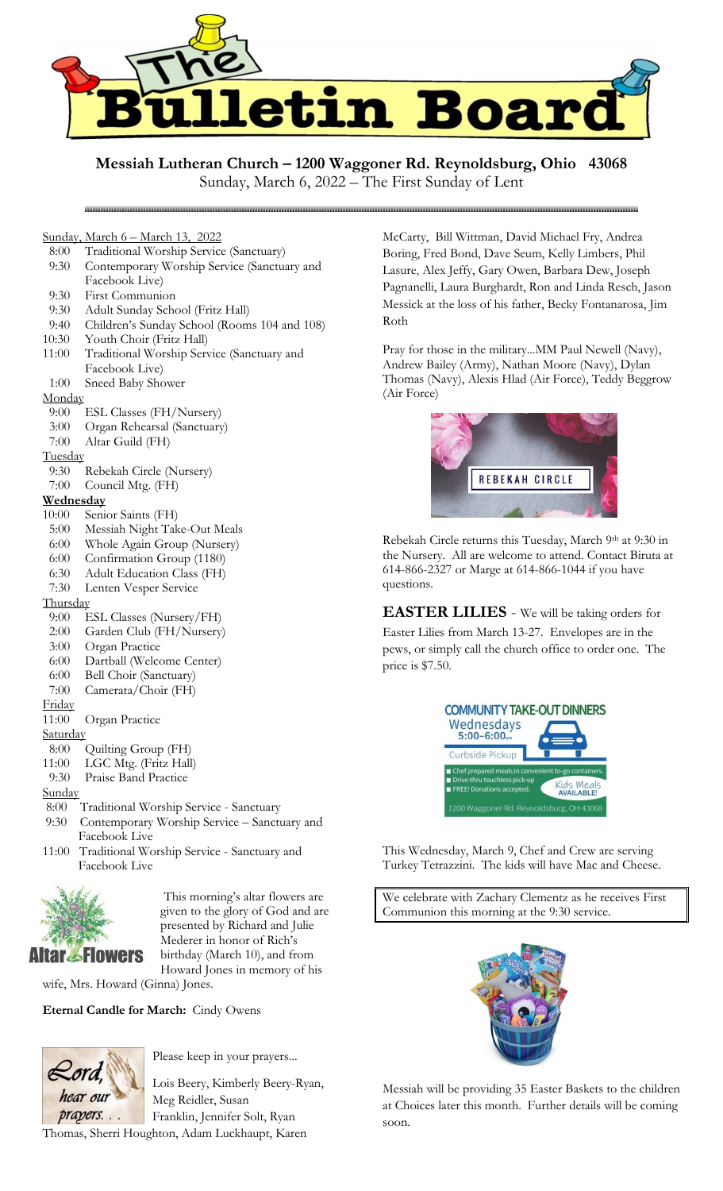# The Bulletin Board

**Messiah Lutheran Church – 1200 Waggoner Rd. Reynoldsburg, Ohio 43068**
Sunday, March 6, 2022 – The First Sunday of Lent

Sunday, March 6 – March 13, 2022

- 8:00 Traditional Worship Service (Sanctuary)
- 9:30 Contemporary Worship Service (Sanctuary and Facebook Live)
- 9:30 First Communion
- 9:30 Adult Sunday School (Fritz Hall)
- 9:40 Children's Sunday School (Rooms 104 and 108)
- 10:30 Youth Choir (Fritz Hall)
- 11:00 Traditional Worship Service (Sanctuary and Facebook Live)
- 1:00 Sneed Baby Shower

Monday

- 9:00 ESL Classes (FH/Nursery)
- 3:00 Organ Rehearsal (Sanctuary)
- 7:00 Altar Guild (FH)

Tuesday

- 9:30 Rebekah Circle (Nursery)
- 7:00 Council Mtg. (FH)

**Wednesday**

- 10:00 Senior Saints (FH)
- 5:00 Messiah Night Take-Out Meals
- 6:00 Whole Again Group (Nursery)
- 6:00 Confirmation Group (1180)
- 6:30 Adult Education Class (FH)
- 7:30 Lenten Vesper Service

Thursday

- 9:00 ESL Classes (Nursery/FH)
- 2:00 Garden Club (FH/Nursery)
- 3:00 Organ Practice
- 6:00 Dartball (Welcome Center)
- 6:00 Bell Choir (Sanctuary)
- 7:00 Camerata/Choir (FH)

Friday

- 11:00 Organ Practice

Saturday

- 8:00 Quilting Group (FH)
- 11:00 LGC Mtg. (Fritz Hall)
- 9:30 Praise Band Practice

Sunday

- 8:00 Traditional Worship Service - Sanctuary
- 9:30 Contemporary Worship Service – Sanctuary and Facebook Live
- 11:00 Traditional Worship Service - Sanctuary and Facebook Live

Altar Flowers

This morning's altar flowers are given to the glory of God and are presented by Richard and Julie Mederer in honor of Rich's birthday (March 10), and from Howard Jones in memory of his wife, Mrs. Howard (Ginna) Jones.

**Eternal Candle for March:** Cindy Owens

Lord, hear our prayers. . .

Please keep in your prayers...

Lois Beery, Kimberly Beery-Ryan, Meg Reidler, Susan Franklin, Jennifer Solt, Ryan Thomas, Sherri Houghton, Adam Luckhaupt, Karen McCarty, Bill Wittman, David Michael Fry, Andrea Boring, Fred Bond, Dave Seum, Kelly Limbers, Phil Lasure, Alex Jeffy, Gary Owen, Barbara Dew, Joseph Pagnanelli, Laura Burghardt, Ron and Linda Resch, Jason Messick at the loss of his father, Becky Fontanarosa, Jim Roth

Pray for those in the military...MM Paul Newell (Navy), Andrew Bailey (Army), Nathan Moore (Navy), Dylan Thomas (Navy), Alexis Hlad (Air Force), Teddy Beggrow (Air Force)

REBEKAH CIRCLE

Rebekah Circle returns this Tuesday, March 9th in the Nursery. All are welcome to attend. Contact Biruta at 614-866-2327 or Marge at 614-866-1044 if you have questions.

**EASTER LILIES** - We will be taking orders for Easter Lilies from March 13-27. Envelopes are in the pews, or simply call the church office to order one. The price is $7.50.

COMMUNITY TAKE-OUT DINNERS
Wednesdays 5:00-6:00pm
Curbside Pickup
- Chef prepared meals in convenient to-go containers.
- Drive-thru touchless pick-up
- FREE! Donations accepted.

Kids Meals AVAILABLE!

1200 Waggoner Rd. Reynoldsburg, OH 43068

This Wednesday, March 9, Chef and Crew are serving Turkey Tetrazzini. The kids will have Mac and Cheese.

We celebrate with Zachary Clementz as he receives First Communion this morning at the 9:30 service.

Messiah will be providing 35 Easter Baskets to the children at Choices later this month. Further details will be coming soon.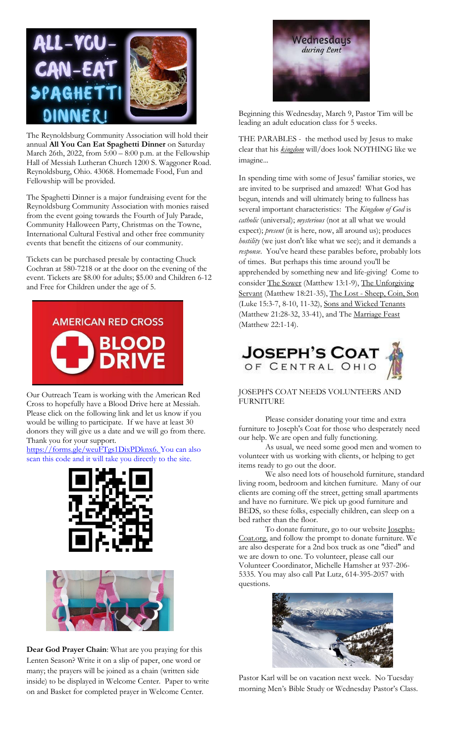# ALL-YOU-CAN-EAT SPAGHETTI DINNER!

The Reynoldsburg Community Association will hold their annual **All You Can Eat Spaghetti Dinner** on Saturday March 26th, 2022, from 5:00 – 8:00 p.m. at the Fellowship Hall of Messiah Lutheran Church 1200 S. Waggoner Road. Reynoldsburg, Ohio. 43068. Homemade Food, Fun and Fellowship will be provided.

The Spaghetti Dinner is a major fundraising event for the Reynoldsburg Community Association with monies raised from the event going towards the Fourth of July Parade, Community Halloween Party, Christmas on the Towne, International Cultural Festival and other free community events that benefit the citizens of our community.

Tickets can be purchased presale by contacting Chuck Cochran at 580-7218 or at the door on the evening of the event. Tickets are $8.00 for adults; $5.00 and Children 6-12 and Free for Children under the age of 5.

# AMERICAN RED CROSS BLOOD DRIVE

Our Outreach Team is working with the American Red Cross to hopefully have a Blood Drive here at Messiah. Please click on the following link and let us know if you would be willing to participate. If we have at least 30 donors they will give us a date and we will go from there. Thank you for your support.

https://forms.gle/weuFTgs1DixPDknx6. You can also scan this code and it will take you directly to the site.

**Dear God Prayer Chain**: What are you praying for this Lenten Season? Write it on a slip of paper, one word or many; the prayers will be joined as a chain (written side inside) to be displayed in Welcome Center. Paper to write on and Basket for completed prayer in Welcome Center.

# Wednesdays *during Lent*

Beginning this Wednesday, March 9, Pastor Tim will be leading an adult education class for 5 weeks.

THE PARABLES - the method used by Jesus to make clear that his ***kingdom*** will/does look NOTHING like we imagine...

In spending time with some of Jesus' familiar stories, we are invited to be surprised and amazed! What God has begun, intends and will ultimately bring to fullness has several important characteristics: The *Kingdom of God* is *catholic* (universal); *mysterious* (not at all what we would expect); *present* (it is here, now, all around us); produces *hostility* (we just don't like what we see); and it demands a *response*. You've heard these parables before, probably lots of times. But perhaps this time around you'll be apprehended by something new and life-giving! Come to consider The Sower (Matthew 13:1-9), The Unforgiving Servant (Matthew 18:21-35), The Lost - Sheep, Coin, Son (Luke 15:3-7, 8-10, 11-32), Sons and Wicked Tenants (Matthew 21:28-32, 33-41), and The Marriage Feast (Matthew 22:1-14).

# JOSEPH'S COAT OF CENTRAL OHIO

JOSEPH'S COAT NEEDS VOLUNTEERS AND FURNITURE

Please consider donating your time and extra furniture to Joseph's Coat for those who desperately need our help. We are open and fully functioning.

As usual, we need some good men and women to volunteer with us working with clients, or helping to get items ready to go out the door.

We also need lots of household furniture, standard living room, bedroom and kitchen furniture. Many of our clients are coming off the street, getting small apartments and have no furniture. We pick up good furniture and BEDS, so these folks, especially children, can sleep on a bed rather than the floor.

To donate furniture, go to our website Josephs-Coat.org. and follow the prompt to donate furniture. We are also desperate for a 2nd box truck as one "died" and we are down to one. To volunteer, please call our Volunteer Coordinator, Michelle Hamsher at 937-206-5335. You may also call Pat Lutz, 614-395-2057 with questions.

Pastor Karl will be on vacation next week. No Tuesday morning Men's Bible Study or Wednesday Pastor's Class.